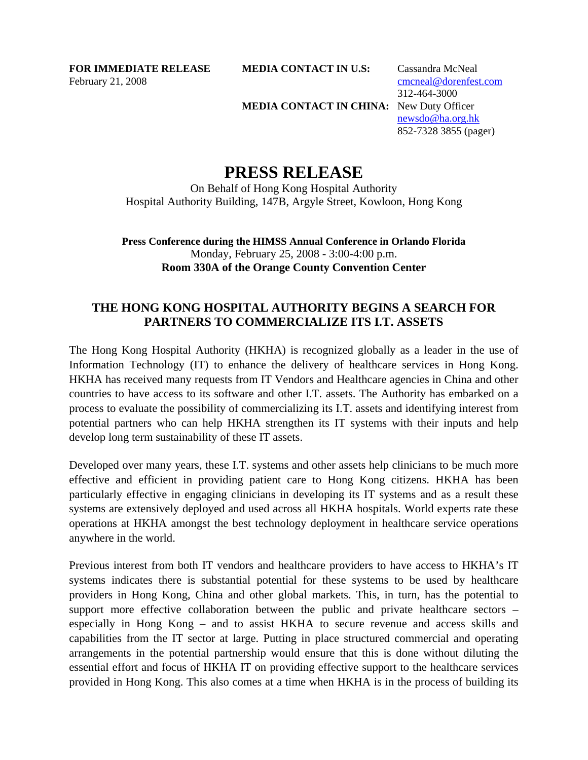**FOR IMMEDIATE RELEASE**
February 21, 2008

**MEDIA CONTACT IN U.S:** Cassandra McNeal
cmcneal@dorenfest.com
312-464-3000

**MEDIA CONTACT IN CHINA:** New Duty Officer
newsdo@ha.org.hk
852-7328 3855 (pager)

# PRESS RELEASE

On Behalf of Hong Kong Hospital Authority
Hospital Authority Building, 147B, Argyle Street, Kowloon, Hong Kong

**Press Conference during the HIMSS Annual Conference in Orlando Florida**
Monday, February 25, 2008 - 3:00-4:00 p.m.
**Room 330A of the Orange County Convention Center**

## THE HONG KONG HOSPITAL AUTHORITY BEGINS A SEARCH FOR PARTNERS TO COMMERCIALIZE ITS I.T. ASSETS

The Hong Kong Hospital Authority (HKHA) is recognized globally as a leader in the use of Information Technology (IT) to enhance the delivery of healthcare services in Hong Kong. HKHA has received many requests from IT Vendors and Healthcare agencies in China and other countries to have access to its software and other I.T. assets. The Authority has embarked on a process to evaluate the possibility of commercializing its I.T. assets and identifying interest from potential partners who can help HKHA strengthen its IT systems with their inputs and help develop long term sustainability of these IT assets.

Developed over many years, these I.T. systems and other assets help clinicians to be much more effective and efficient in providing patient care to Hong Kong citizens. HKHA has been particularly effective in engaging clinicians in developing its IT systems and as a result these systems are extensively deployed and used across all HKHA hospitals. World experts rate these operations at HKHA amongst the best technology deployment in healthcare service operations anywhere in the world.

Previous interest from both IT vendors and healthcare providers to have access to HKHA's IT systems indicates there is substantial potential for these systems to be used by healthcare providers in Hong Kong, China and other global markets. This, in turn, has the potential to support more effective collaboration between the public and private healthcare sectors – especially in Hong Kong – and to assist HKHA to secure revenue and access skills and capabilities from the IT sector at large. Putting in place structured commercial and operating arrangements in the potential partnership would ensure that this is done without diluting the essential effort and focus of HKHA IT on providing effective support to the healthcare services provided in Hong Kong. This also comes at a time when HKHA is in the process of building its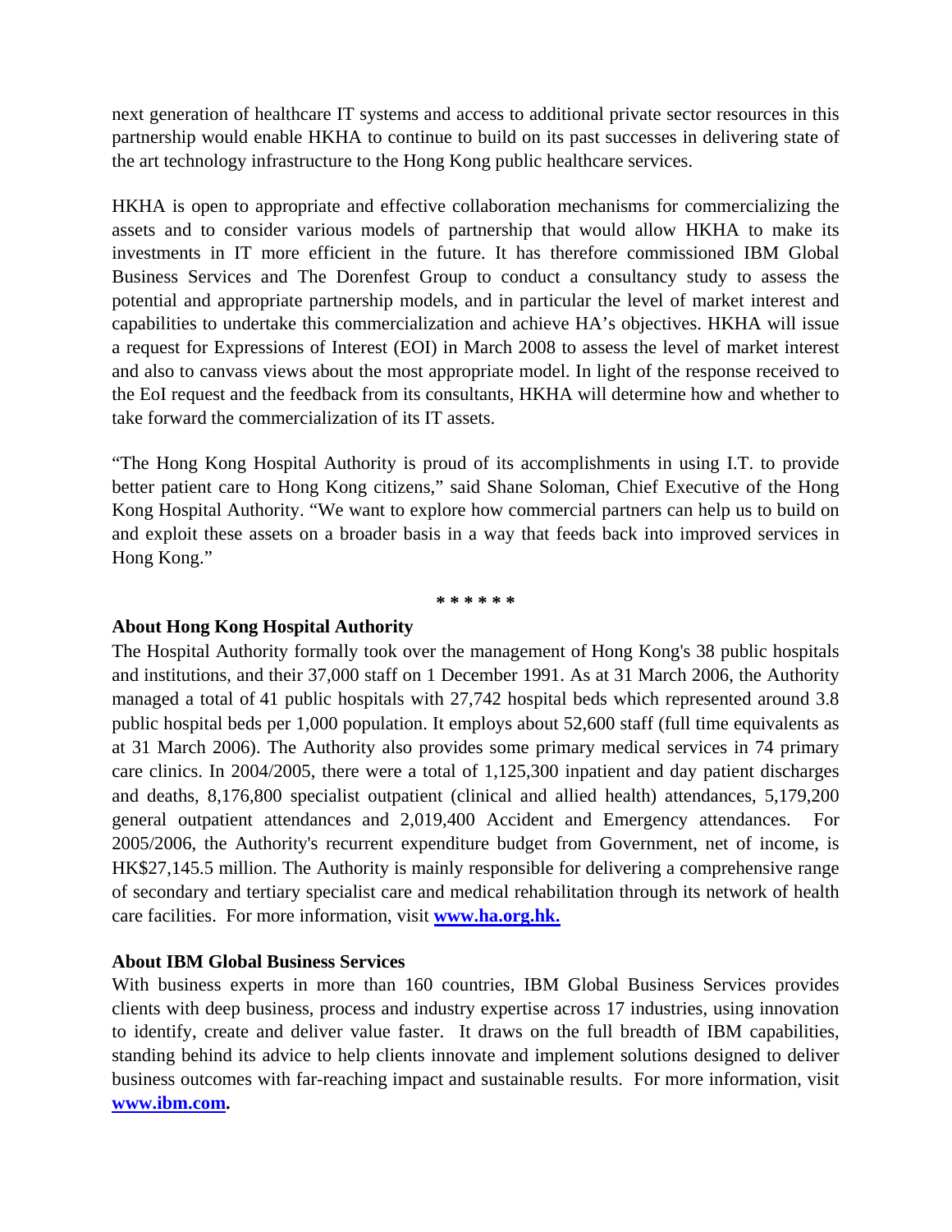next generation of healthcare IT systems and access to additional private sector resources in this partnership would enable HKHA to continue to build on its past successes in delivering state of the art technology infrastructure to the Hong Kong public healthcare services.

HKHA is open to appropriate and effective collaboration mechanisms for commercializing the assets and to consider various models of partnership that would allow HKHA to make its investments in IT more efficient in the future. It has therefore commissioned IBM Global Business Services and The Dorenfest Group to conduct a consultancy study to assess the potential and appropriate partnership models, and in particular the level of market interest and capabilities to undertake this commercialization and achieve HA's objectives. HKHA will issue a request for Expressions of Interest (EOI) in March 2008 to assess the level of market interest and also to canvass views about the most appropriate model. In light of the response received to the EoI request and the feedback from its consultants, HKHA will determine how and whether to take forward the commercialization of its IT assets.

"The Hong Kong Hospital Authority is proud of its accomplishments in using I.T. to provide better patient care to Hong Kong citizens," said Shane Soloman, Chief Executive of the Hong Kong Hospital Authority. "We want to explore how commercial partners can help us to build on and exploit these assets on a broader basis in a way that feeds back into improved services in Hong Kong."

**\* \* \* \* \* \***

**About Hong Kong Hospital Authority**

The Hospital Authority formally took over the management of Hong Kong's 38 public hospitals and institutions, and their 37,000 staff on 1 December 1991. As at 31 March 2006, the Authority managed a total of 41 public hospitals with 27,742 hospital beds which represented around 3.8 public hospital beds per 1,000 population. It employs about 52,600 staff (full time equivalents as at 31 March 2006). The Authority also provides some primary medical services in 74 primary care clinics. In 2004/2005, there were a total of 1,125,300 inpatient and day patient discharges and deaths, 8,176,800 specialist outpatient (clinical and allied health) attendances, 5,179,200 general outpatient attendances and 2,019,400 Accident and Emergency attendances. For 2005/2006, the Authority's recurrent expenditure budget from Government, net of income, is HK$27,145.5 million. The Authority is mainly responsible for delivering a comprehensive range of secondary and tertiary specialist care and medical rehabilitation through its network of health care facilities. For more information, visit **www.ha.org.hk.**

**About IBM Global Business Services**

With business experts in more than 160 countries, IBM Global Business Services provides clients with deep business, process and industry expertise across 17 industries, using innovation to identify, create and deliver value faster. It draws on the full breadth of IBM capabilities, standing behind its advice to help clients innovate and implement solutions designed to deliver business outcomes with far-reaching impact and sustainable results. For more information, visit **www.ibm.com.**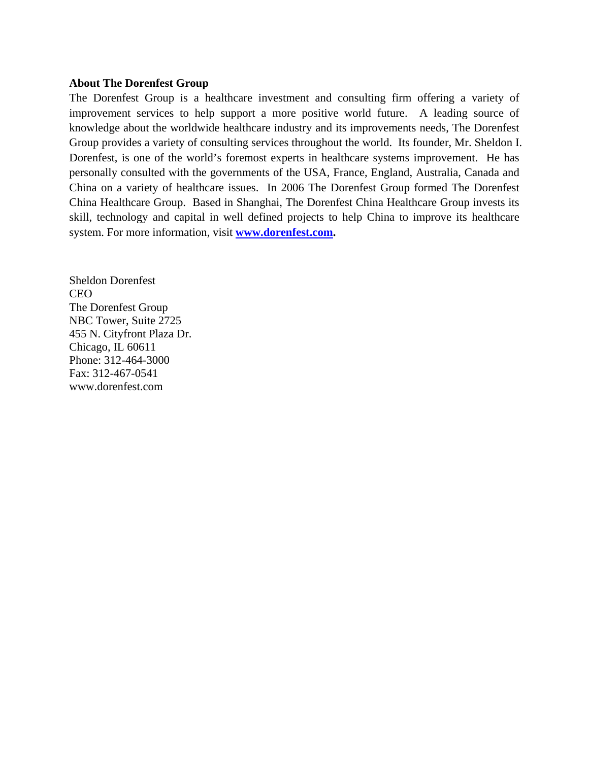**About The Dorenfest Group**

The Dorenfest Group is a healthcare investment and consulting firm offering a variety of improvement services to help support a more positive world future. A leading source of knowledge about the worldwide healthcare industry and its improvements needs, The Dorenfest Group provides a variety of consulting services throughout the world. Its founder, Mr. Sheldon I. Dorenfest, is one of the world's foremost experts in healthcare systems improvement. He has personally consulted with the governments of the USA, France, England, Australia, Canada and China on a variety of healthcare issues. In 2006 The Dorenfest Group formed The Dorenfest China Healthcare Group. Based in Shanghai, The Dorenfest China Healthcare Group invests its skill, technology and capital in well defined projects to help China to improve its healthcare system. For more information, visit **www.dorenfest.com.**

Sheldon Dorenfest  
CEO  
The Dorenfest Group  
NBC Tower, Suite 2725  
455 N. Cityfront Plaza Dr.  
Chicago, IL 60611  
Phone: 312-464-3000  
Fax: 312-467-0541  
www.dorenfest.com